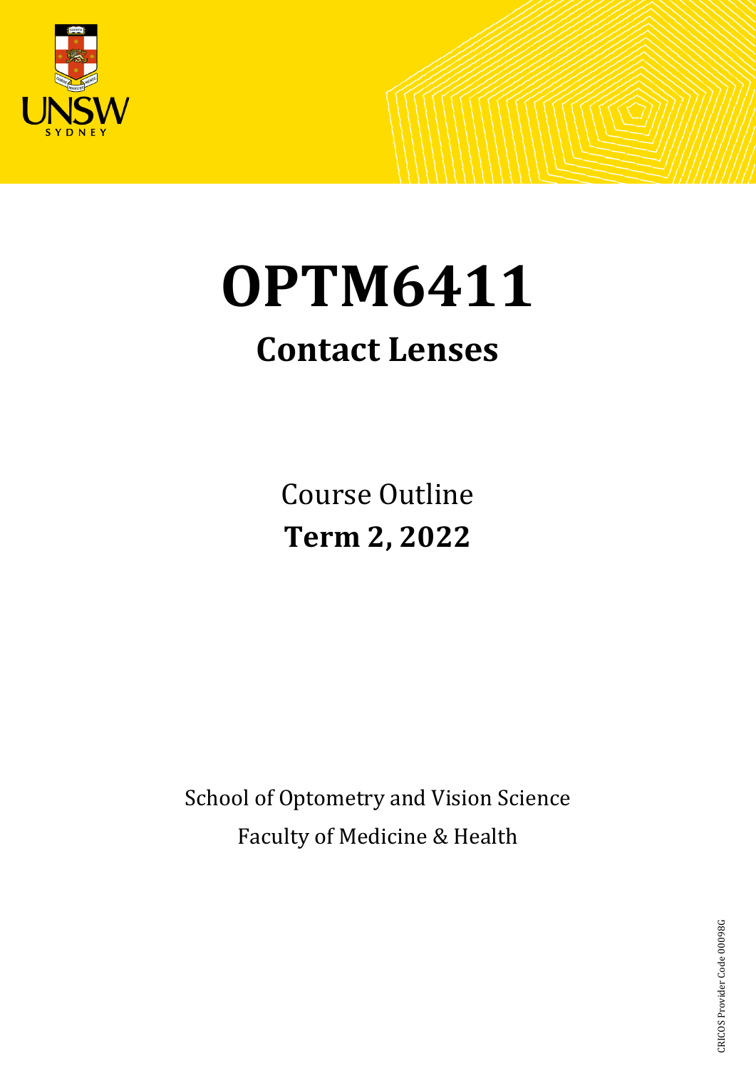# OPTM6411

## Contact Lenses

Course Outline

**Term 2, 2022**

School of Optometry and Vision Science

Faculty of Medicine & Health

CRICOS Provider Code 00098G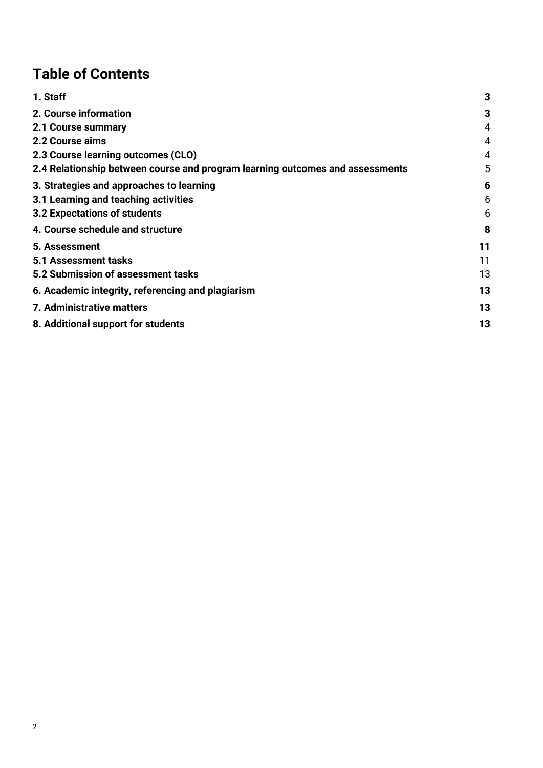# Table of Contents

| | |
|---|---|
| **1. Staff** | **3** |
| **2. Course information** | **3** |
| **2.1 Course summary** | 4 |
| **2.2 Course aims** | 4 |
| **2.3 Course learning outcomes (CLO)** | 4 |
| **2.4 Relationship between course and program learning outcomes and assessments** | 5 |
| **3. Strategies and approaches to learning** | **6** |
| **3.1 Learning and teaching activities** | 6 |
| **3.2 Expectations of students** | 6 |
| **4. Course schedule and structure** | **8** |
| **5. Assessment** | **11** |
| **5.1 Assessment tasks** | 11 |
| **5.2 Submission of assessment tasks** | 13 |
| **6. Academic integrity, referencing and plagiarism** | **13** |
| **7. Administrative matters** | **13** |
| **8. Additional support for students** | **13** |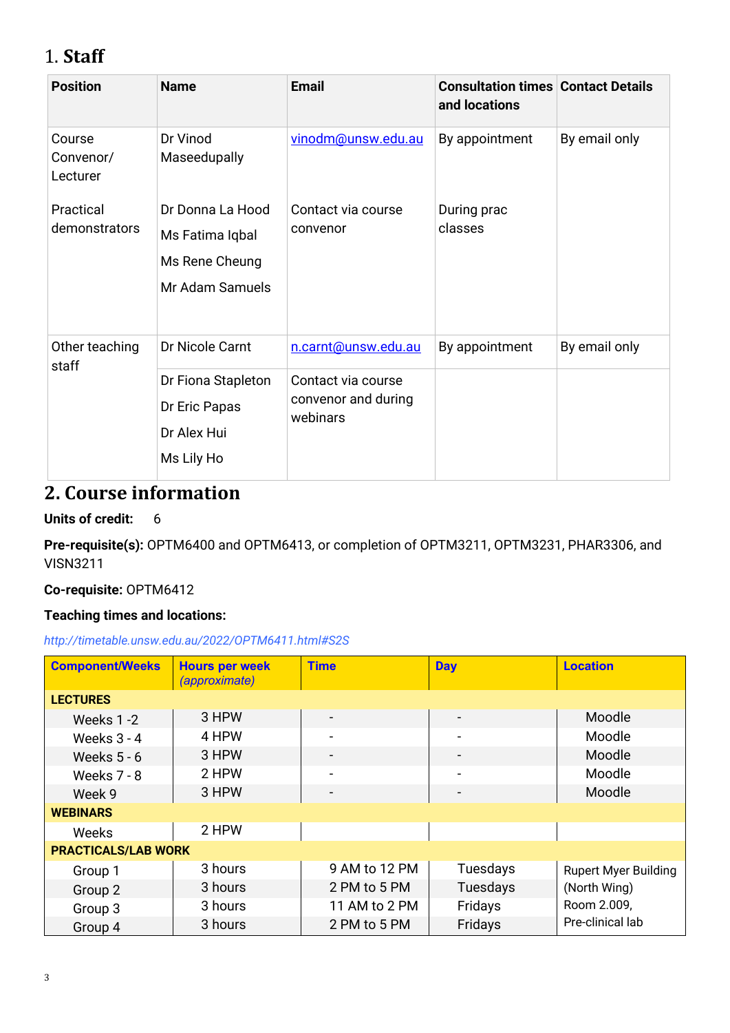## 1. Staff

| Position | Name | Email | Consultation times and locations | Contact Details |
|---|---|---|---|---|
| Course Convenor/ Lecturer | Dr Vinod Maseedupally | vinodm@unsw.edu.au | By appointment | By email only |
| Practical demonstrators | Dr Donna La Hood<br>Ms Fatima Iqbal<br>Ms Rene Cheung<br>Mr Adam Samuels | Contact via course convenor | During prac classes | |
| Other teaching staff | Dr Nicole Carnt | n.carnt@unsw.edu.au | By appointment | By email only |
| | Dr Fiona Stapleton<br>Dr Eric Papas<br>Dr Alex Hui<br>Ms Lily Ho | Contact via course convenor and during webinars | | |

## 2. Course information

**Units of credit:** 6

**Pre-requisite(s):** OPTM6400 and OPTM6413, or completion of OPTM3211, OPTM3231, PHAR3306, and VISN3211

**Co-requisite:** OPTM6412

**Teaching times and locations:**

*http://timetable.unsw.edu.au/2022/OPTM6411.html#S2S*

| Component/Weeks | Hours per week *(approximate)* | Time | Day | Location |
|---|---|---|---|---|
| **LECTURES** | | | | |
| Weeks 1 -2 | 3 HPW | - | - | Moodle |
| Weeks 3 - 4 | 4 HPW | - | - | Moodle |
| Weeks 5 - 6 | 3 HPW | - | - | Moodle |
| Weeks 7 - 8 | 2 HPW | - | - | Moodle |
| Week 9 | 3 HPW | - | - | Moodle |
| **WEBINARS** | | | | |
| Weeks | 2 HPW | | | |
| **PRACTICALS/LAB WORK** | | | | |
| Group 1 | 3 hours | 9 AM to 12 PM | Tuesdays | Rupert Myer Building (North Wing) Room 2.009, Pre-clinical lab |
| Group 2 | 3 hours | 2 PM to 5 PM | Tuesdays | |
| Group 3 | 3 hours | 11 AM to 2 PM | Fridays | |
| Group 4 | 3 hours | 2 PM to 5 PM | Fridays | |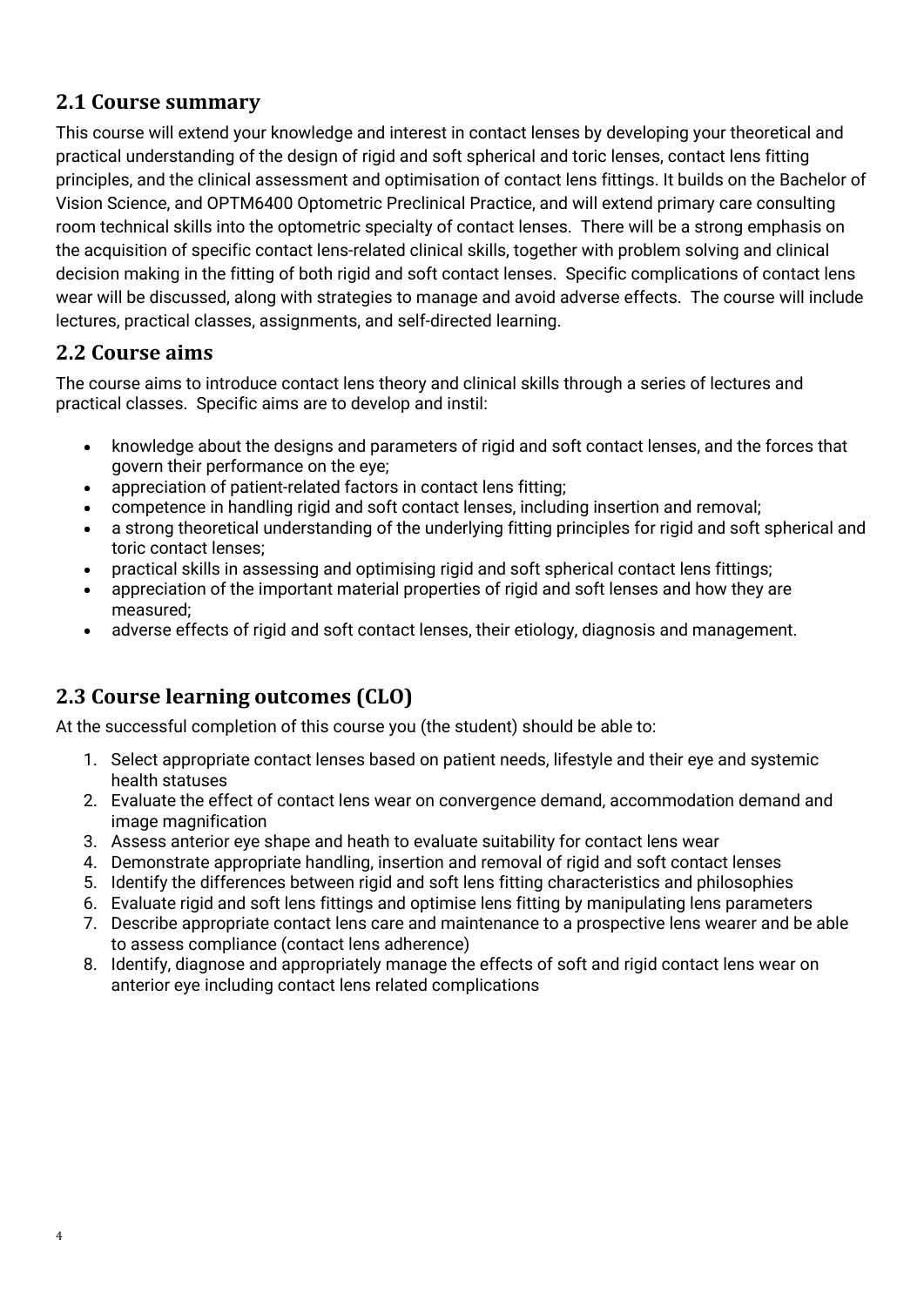## 2.1 Course summary

This course will extend your knowledge and interest in contact lenses by developing your theoretical and practical understanding of the design of rigid and soft spherical and toric lenses, contact lens fitting principles, and the clinical assessment and optimisation of contact lens fittings. It builds on the Bachelor of Vision Science, and OPTM6400 Optometric Preclinical Practice, and will extend primary care consulting room technical skills into the optometric specialty of contact lenses. There will be a strong emphasis on the acquisition of specific contact lens-related clinical skills, together with problem solving and clinical decision making in the fitting of both rigid and soft contact lenses. Specific complications of contact lens wear will be discussed, along with strategies to manage and avoid adverse effects. The course will include lectures, practical classes, assignments, and self-directed learning.

## 2.2 Course aims

The course aims to introduce contact lens theory and clinical skills through a series of lectures and practical classes. Specific aims are to develop and instil:

- knowledge about the designs and parameters of rigid and soft contact lenses, and the forces that govern their performance on the eye;
- appreciation of patient-related factors in contact lens fitting;
- competence in handling rigid and soft contact lenses, including insertion and removal;
- a strong theoretical understanding of the underlying fitting principles for rigid and soft spherical and toric contact lenses;
- practical skills in assessing and optimising rigid and soft spherical contact lens fittings;
- appreciation of the important material properties of rigid and soft lenses and how they are measured;
- adverse effects of rigid and soft contact lenses, their etiology, diagnosis and management.

## 2.3 Course learning outcomes (CLO)

At the successful completion of this course you (the student) should be able to:

1. Select appropriate contact lenses based on patient needs, lifestyle and their eye and systemic health statuses
2. Evaluate the effect of contact lens wear on convergence demand, accommodation demand and image magnification
3. Assess anterior eye shape and heath to evaluate suitability for contact lens wear
4. Demonstrate appropriate handling, insertion and removal of rigid and soft contact lenses
5. Identify the differences between rigid and soft lens fitting characteristics and philosophies
6. Evaluate rigid and soft lens fittings and optimise lens fitting by manipulating lens parameters
7. Describe appropriate contact lens care and maintenance to a prospective lens wearer and be able to assess compliance (contact lens adherence)
8. Identify, diagnose and appropriately manage the effects of soft and rigid contact lens wear on anterior eye including contact lens related complications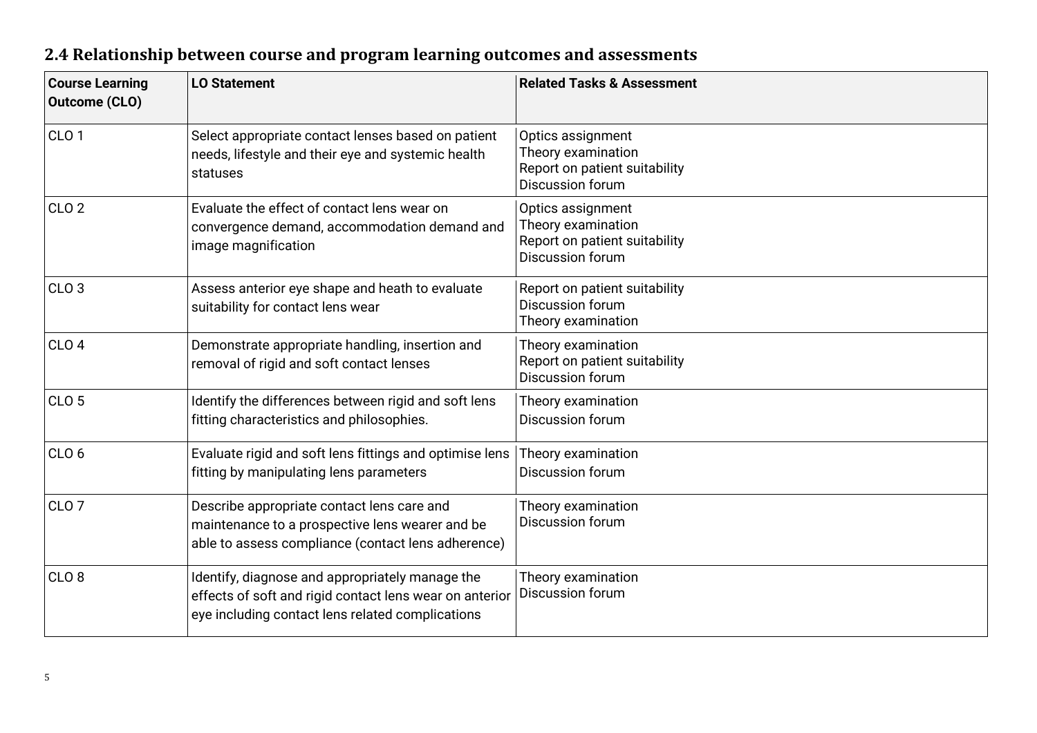## 2.4 Relationship between course and program learning outcomes and assessments

| Course Learning Outcome (CLO) | LO Statement | Related Tasks & Assessment |
|---|---|---|
| CLO 1 | Select appropriate contact lenses based on patient needs, lifestyle and their eye and systemic health statuses | Optics assignment<br>Theory examination<br>Report on patient suitability<br>Discussion forum |
| CLO 2 | Evaluate the effect of contact lens wear on convergence demand, accommodation demand and image magnification | Optics assignment<br>Theory examination<br>Report on patient suitability<br>Discussion forum |
| CLO 3 | Assess anterior eye shape and heath to evaluate suitability for contact lens wear | Report on patient suitability<br>Discussion forum<br>Theory examination |
| CLO 4 | Demonstrate appropriate handling, insertion and removal of rigid and soft contact lenses | Theory examination<br>Report on patient suitability<br>Discussion forum |
| CLO 5 | Identify the differences between rigid and soft lens fitting characteristics and philosophies. | Theory examination<br>Discussion forum |
| CLO 6 | Evaluate rigid and soft lens fittings and optimise lens fitting by manipulating lens parameters | Theory examination<br>Discussion forum |
| CLO 7 | Describe appropriate contact lens care and maintenance to a prospective lens wearer and be able to assess compliance (contact lens adherence) | Theory examination<br>Discussion forum |
| CLO 8 | Identify, diagnose and appropriately manage the effects of soft and rigid contact lens wear on anterior eye including contact lens related complications | Theory examination<br>Discussion forum |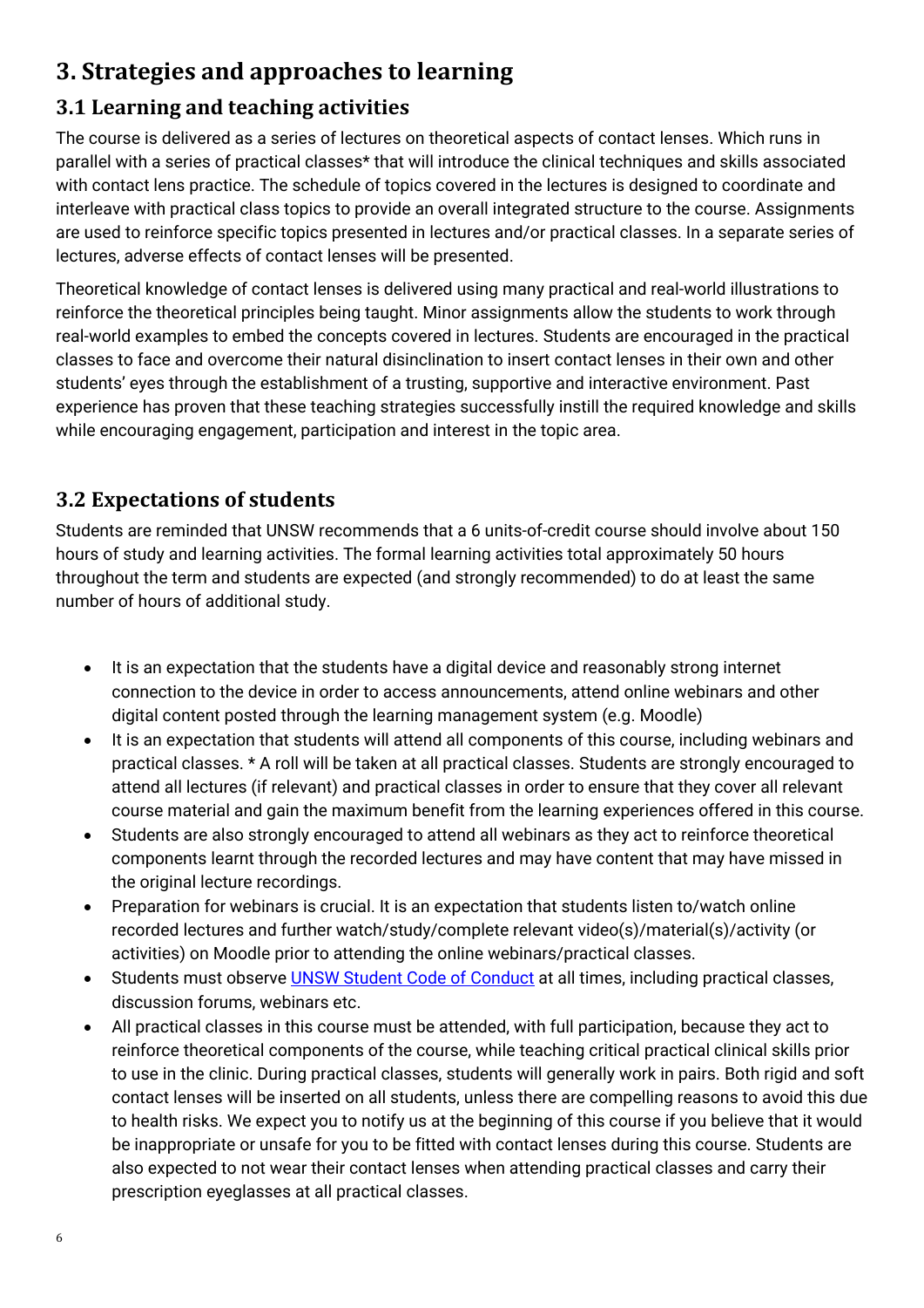# 3. Strategies and approaches to learning

## 3.1 Learning and teaching activities

The course is delivered as a series of lectures on theoretical aspects of contact lenses. Which runs in parallel with a series of practical classes* that will introduce the clinical techniques and skills associated with contact lens practice. The schedule of topics covered in the lectures is designed to coordinate and interleave with practical class topics to provide an overall integrated structure to the course. Assignments are used to reinforce specific topics presented in lectures and/or practical classes. In a separate series of lectures, adverse effects of contact lenses will be presented.

Theoretical knowledge of contact lenses is delivered using many practical and real-world illustrations to reinforce the theoretical principles being taught. Minor assignments allow the students to work through real-world examples to embed the concepts covered in lectures. Students are encouraged in the practical classes to face and overcome their natural disinclination to insert contact lenses in their own and other students' eyes through the establishment of a trusting, supportive and interactive environment. Past experience has proven that these teaching strategies successfully instill the required knowledge and skills while encouraging engagement, participation and interest in the topic area.

## 3.2 Expectations of students

Students are reminded that UNSW recommends that a 6 units-of-credit course should involve about 150 hours of study and learning activities. The formal learning activities total approximately 50 hours throughout the term and students are expected (and strongly recommended) to do at least the same number of hours of additional study.

- It is an expectation that the students have a digital device and reasonably strong internet connection to the device in order to access announcements, attend online webinars and other digital content posted through the learning management system (e.g. Moodle)
- It is an expectation that students will attend all components of this course, including webinars and practical classes. * A roll will be taken at all practical classes. Students are strongly encouraged to attend all lectures (if relevant) and practical classes in order to ensure that they cover all relevant course material and gain the maximum benefit from the learning experiences offered in this course.
- Students are also strongly encouraged to attend all webinars as they act to reinforce theoretical components learnt through the recorded lectures and may have content that may have missed in the original lecture recordings.
- Preparation for webinars is crucial. It is an expectation that students listen to/watch online recorded lectures and further watch/study/complete relevant video(s)/material(s)/activity (or activities) on Moodle prior to attending the online webinars/practical classes.
- Students must observe [UNSW Student Code of Conduct](UNSW Student Code of Conduct) at all times, including practical classes, discussion forums, webinars etc.
- All practical classes in this course must be attended, with full participation, because they act to reinforce theoretical components of the course, while teaching critical practical clinical skills prior to use in the clinic. During practical classes, students will generally work in pairs. Both rigid and soft contact lenses will be inserted on all students, unless there are compelling reasons to avoid this due to health risks. We expect you to notify us at the beginning of this course if you believe that it would be inappropriate or unsafe for you to be fitted with contact lenses during this course. Students are also expected to not wear their contact lenses when attending practical classes and carry their prescription eyeglasses at all practical classes.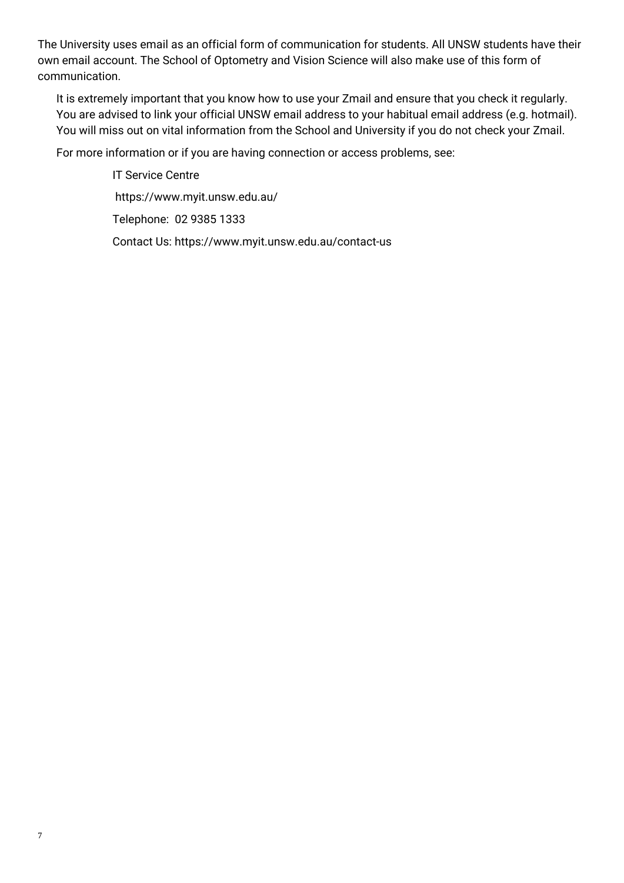The University uses email as an official form of communication for students. All UNSW students have their own email account. The School of Optometry and Vision Science will also make use of this form of communication.

It is extremely important that you know how to use your Zmail and ensure that you check it regularly. You are advised to link your official UNSW email address to your habitual email address (e.g. hotmail). You will miss out on vital information from the School and University if you do not check your Zmail.

For more information or if you are having connection or access problems, see:

IT Service Centre

https://www.myit.unsw.edu.au/

Telephone: 02 9385 1333

Contact Us: https://www.myit.unsw.edu.au/contact-us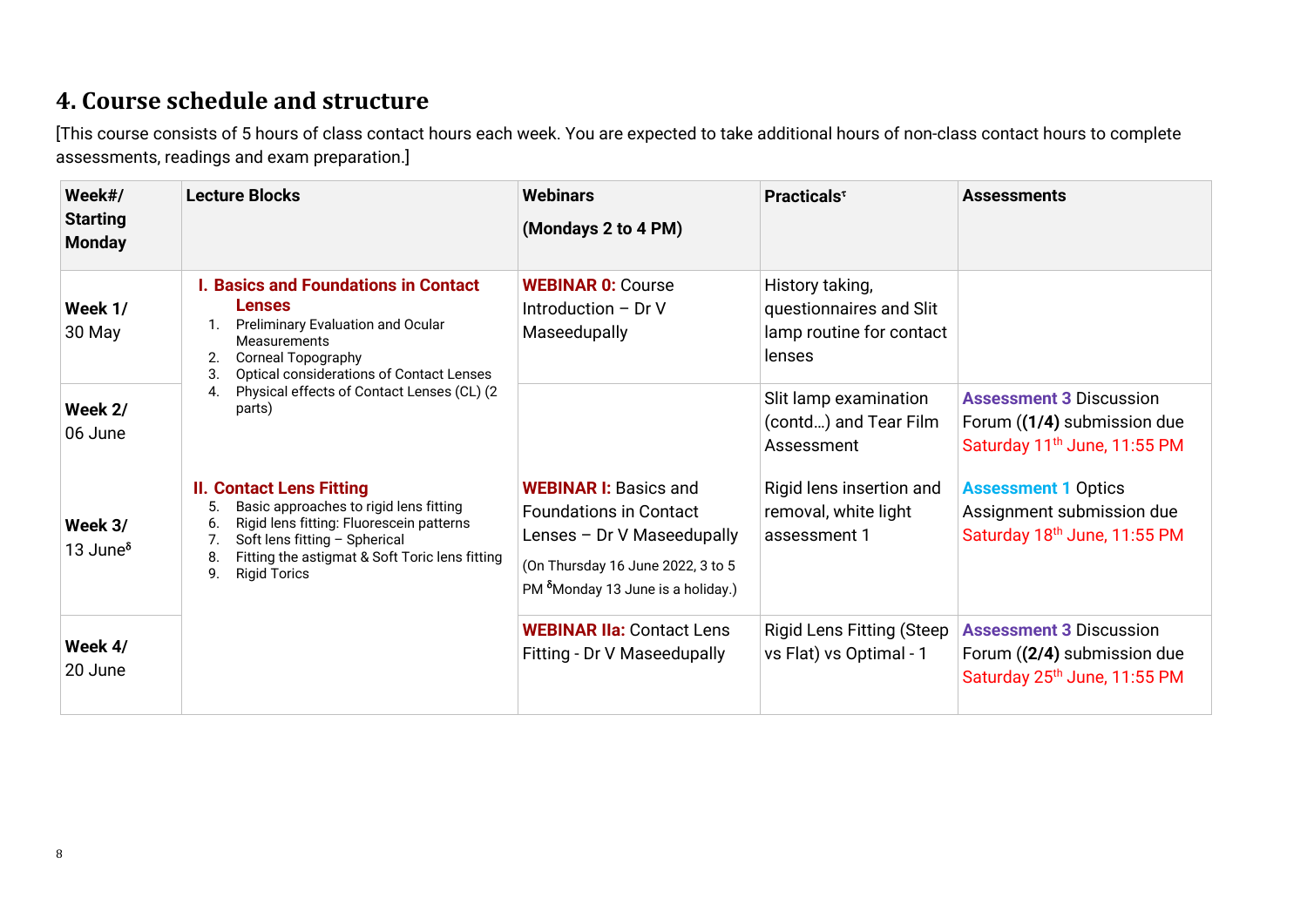## 4. Course schedule and structure

[This course consists of 5 hours of class contact hours each week. You are expected to take additional hours of non-class contact hours to complete assessments, readings and exam preparation.]

| Week#/ Starting Monday | Lecture Blocks | Webinars (Mondays 2 to 4 PM) | Practicals[τ] | Assessments |
|---|---|---|---|---|
| Week 1/ 30 May | **I. Basics and Foundations in Contact Lenses** 1. Preliminary Evaluation and Ocular Measurements 2. Corneal Topography 3. Optical considerations of Contact Lenses 4. Physical effects of Contact Lenses (CL) (2 parts) | **WEBINAR 0:** Course Introduction – Dr V Maseedupally | History taking, questionnaires and Slit lamp routine for contact lenses | |
| Week 2/ 06 June | | | Slit lamp examination (contd…) and Tear Film Assessment | **Assessment 3** Discussion Forum (**(1/4)** submission due Saturday 11th June, 11:55 PM |
| Week 3/ 13 June[δ] | **II. Contact Lens Fitting** 5. Basic approaches to rigid lens fitting 6. Rigid lens fitting: Fluorescein patterns 7. Soft lens fitting – Spherical 8. Fitting the astigmat & Soft Toric lens fitting 9. Rigid Torics | **WEBINAR I:** Basics and Foundations in Contact Lenses – Dr V Maseedupally (On Thursday 16 June 2022, 3 to 5 PM [δ]Monday 13 June is a holiday.) | Rigid lens insertion and removal, white light assessment 1 | **Assessment 1** Optics Assignment submission due Saturday 18th June, 11:55 PM |
| Week 4/ 20 June | | **WEBINAR IIa:** Contact Lens Fitting - Dr V Maseedupally | Rigid Lens Fitting (Steep vs Flat) vs Optimal - 1 | **Assessment 3** Discussion Forum (**(2/4)** submission due Saturday 25th June, 11:55 PM |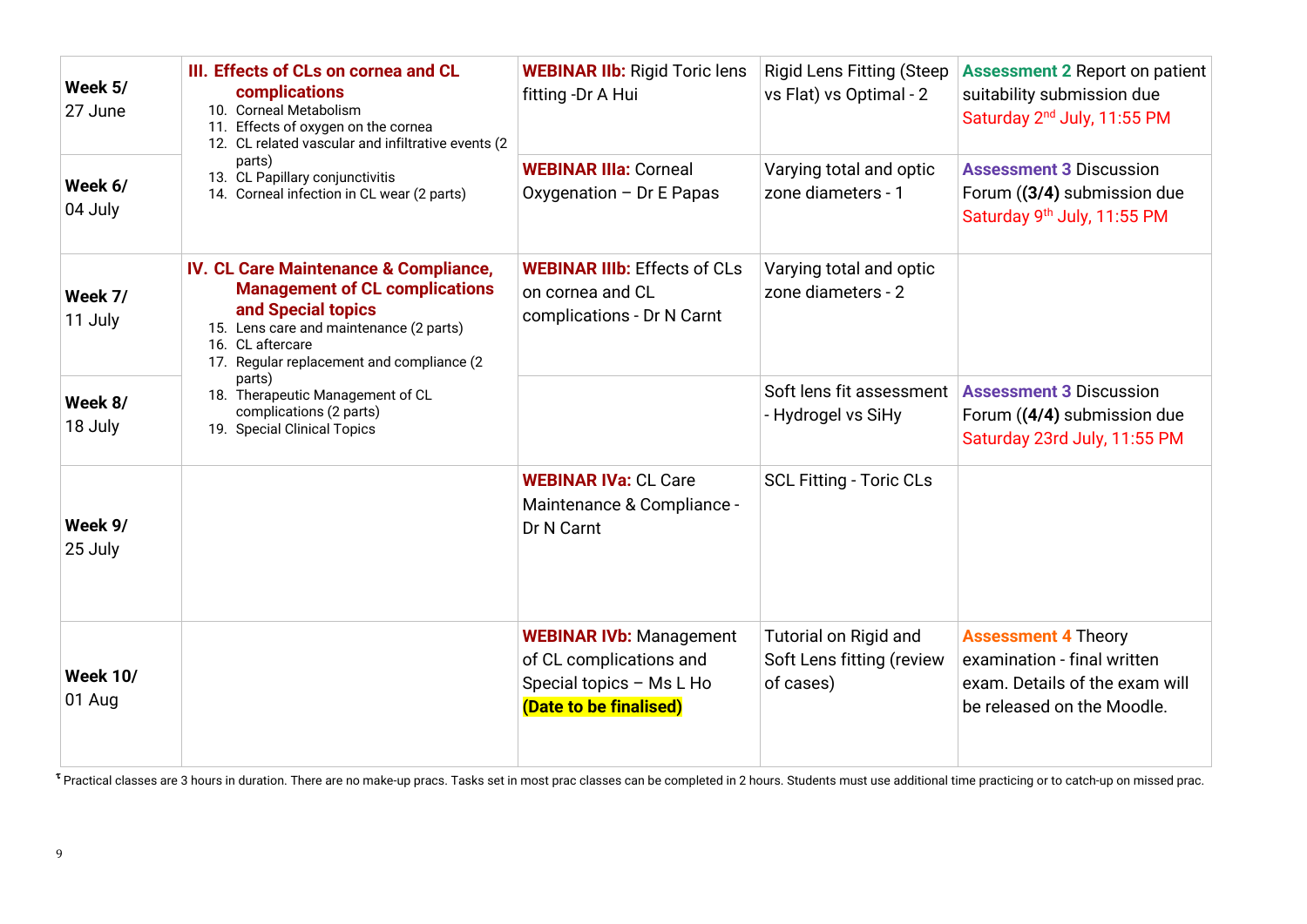| | | | | |
|---|---|---|---|---|
| **Week 5/** 27 June | **III. Effects of CLs on cornea and CL complications** 10. Corneal Metabolism 11. Effects of oxygen on the cornea 12. CL related vascular and infiltrative events (2 parts) 13. CL Papillary conjunctivitis 14. Corneal infection in CL wear (2 parts) | **WEBINAR IIb:** Rigid Toric lens fitting -Dr A Hui | Rigid Lens Fitting (Steep vs Flat) vs Optimal - 2 | **Assessment 2** Report on patient suitability submission due Saturday 2nd July, 11:55 PM |
| **Week 6/** 04 July | | **WEBINAR IIIa:** Corneal Oxygenation – Dr E Papas | Varying total and optic zone diameters - 1 | **Assessment 3** Discussion Forum (**(3/4)** submission due Saturday 9th July, 11:55 PM |
| **Week 7/** 11 July | **IV. CL Care Maintenance & Compliance, Management of CL complications and Special topics** 15. Lens care and maintenance (2 parts) 16. CL aftercare 17. Regular replacement and compliance (2 parts) 18. Therapeutic Management of CL complications (2 parts) 19. Special Clinical Topics | **WEBINAR IIIb:** Effects of CLs on cornea and CL complications - Dr N Carnt | Varying total and optic zone diameters - 2 | |
| **Week 8/** 18 July | | | Soft lens fit assessment - Hydrogel vs SiHy | **Assessment 3** Discussion Forum (**(4/4)** submission due Saturday 23rd July, 11:55 PM |
| **Week 9/** 25 July | | **WEBINAR IVa:** CL Care Maintenance & Compliance - Dr N Carnt | SCL Fitting - Toric CLs | |
| **Week 10/** 01 Aug | | **WEBINAR IVb:** Management of CL complications and Special topics – Ms L Ho **(Date to be finalised)** | Tutorial on Rigid and Soft Lens fitting (review of cases) | **Assessment 4** Theory examination - final written exam. Details of the exam will be released on the Moodle. |

[τ] Practical classes are 3 hours in duration. There are no make-up pracs. Tasks set in most prac classes can be completed in 2 hours. Students must use additional time practicing or to catch-up on missed prac.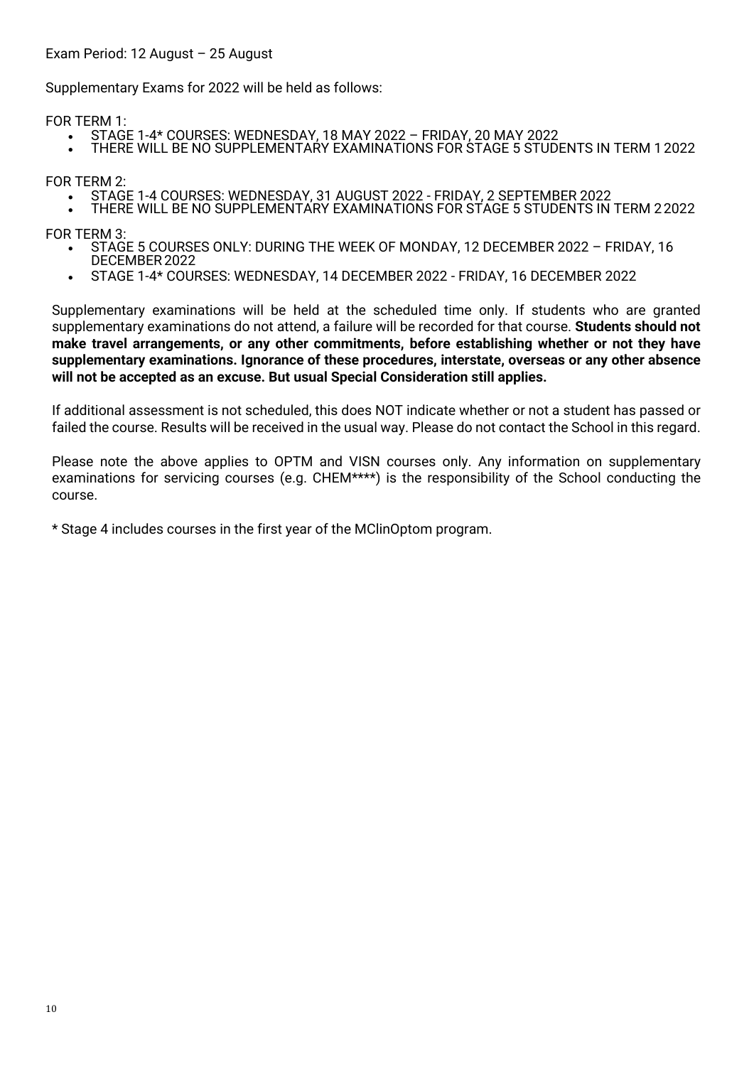Exam Period: 12 August – 25 August

Supplementary Exams for 2022 will be held as follows:

FOR TERM 1:

- STAGE 1-4* COURSES: WEDNESDAY, 18 MAY 2022 – FRIDAY, 20 MAY 2022
- THERE WILL BE NO SUPPLEMENTARY EXAMINATIONS FOR STAGE 5 STUDENTS IN TERM 1 2022

FOR TERM 2:

- STAGE 1-4 COURSES: WEDNESDAY, 31 AUGUST 2022 - FRIDAY, 2 SEPTEMBER 2022
- THERE WILL BE NO SUPPLEMENTARY EXAMINATIONS FOR STAGE 5 STUDENTS IN TERM 2 2022

FOR TERM 3:

- STAGE 5 COURSES ONLY: DURING THE WEEK OF MONDAY, 12 DECEMBER 2022 – FRIDAY, 16 DECEMBER 2022
- STAGE 1-4* COURSES: WEDNESDAY, 14 DECEMBER 2022 - FRIDAY, 16 DECEMBER 2022

Supplementary examinations will be held at the scheduled time only. If students who are granted supplementary examinations do not attend, a failure will be recorded for that course. **Students should not make travel arrangements, or any other commitments, before establishing whether or not they have supplementary examinations. Ignorance of these procedures, interstate, overseas or any other absence will not be accepted as an excuse. But usual Special Consideration still applies.**

If additional assessment is not scheduled, this does NOT indicate whether or not a student has passed or failed the course. Results will be received in the usual way. Please do not contact the School in this regard.

Please note the above applies to OPTM and VISN courses only. Any information on supplementary examinations for servicing courses (e.g. CHEM****) is the responsibility of the School conducting the course.

* Stage 4 includes courses in the first year of the MClinOptom program.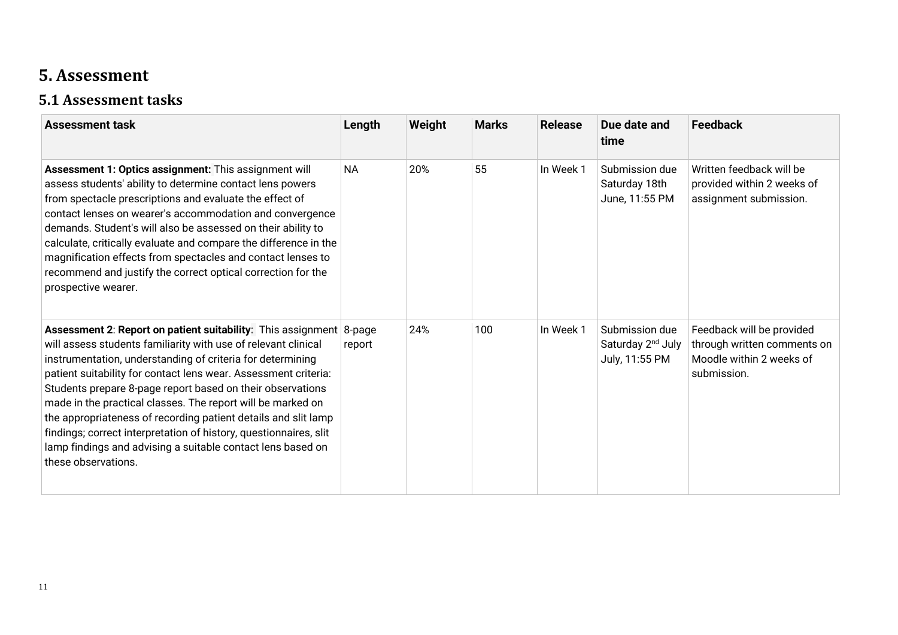# 5. Assessment

## 5.1 Assessment tasks

| Assessment task | Length | Weight | Marks | Release | Due date and time | Feedback |
|---|---|---|---|---|---|---|
| **Assessment 1: Optics assignment:** This assignment will assess students' ability to determine contact lens powers from spectacle prescriptions and evaluate the effect of contact lenses on wearer's accommodation and convergence demands. Student's will also be assessed on their ability to calculate, critically evaluate and compare the difference in the magnification effects from spectacles and contact lenses to recommend and justify the correct optical correction for the prospective wearer. | NA | 20% | 55 | In Week 1 | Submission due Saturday 18th June, 11:55 PM | Written feedback will be provided within 2 weeks of assignment submission. |
| **Assessment 2**: **Report on patient suitability:** This assignment will assess students familiarity with use of relevant clinical instrumentation, understanding of criteria for determining patient suitability for contact lens wear. Assessment criteria: Students prepare 8-page report based on their observations made in the practical classes. The report will be marked on the appropriateness of recording patient details and slit lamp findings; correct interpretation of history, questionnaires, slit lamp findings and advising a suitable contact lens based on these observations. | 8-page report | 24% | 100 | In Week 1 | Submission due Saturday 2nd July July, 11:55 PM | Feedback will be provided through written comments on Moodle within 2 weeks of submission. |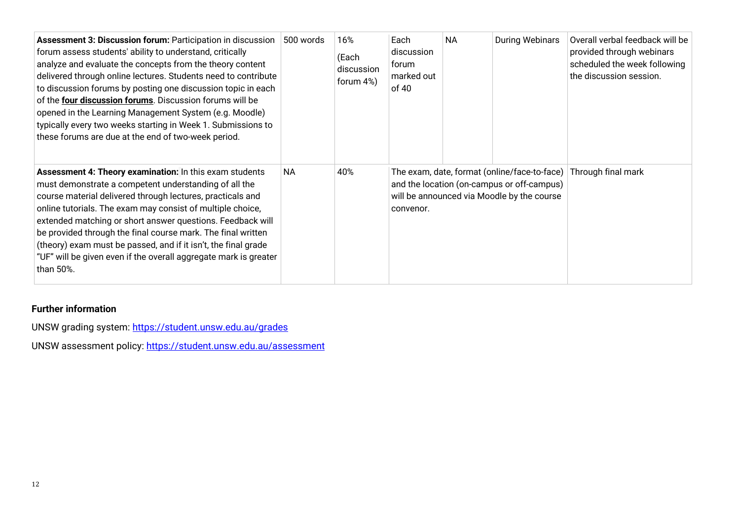| | | | | | | |
|---|---|---|---|---|---|---|
| **Assessment 3: Discussion forum:** Participation in discussion forum assess students' ability to understand, critically analyze and evaluate the concepts from the theory content delivered through online lectures. Students need to contribute to discussion forums by posting one discussion topic in each of the **four discussion forums**. Discussion forums will be opened in the Learning Management System (e.g. Moodle) typically every two weeks starting in Week 1. Submissions to these forums are due at the end of two-week period. | 500 words | 16% (Each discussion forum 4%) | Each discussion forum marked out of 40 | NA | During Webinars | Overall verbal feedback will be provided through webinars scheduled the week following the discussion session. |
| **Assessment 4: Theory examination:** In this exam students must demonstrate a competent understanding of all the course material delivered through lectures, practicals and online tutorials. The exam may consist of multiple choice, extended matching or short answer questions. Feedback will be provided through the final course mark. The final written (theory) exam must be passed, and if it isn't, the final grade "UF" will be given even if the overall aggregate mark is greater than 50%. | NA | 40% | The exam, date, format (online/face-to-face) and the location (on-campus or off-campus) will be announced via Moodle by the course convenor. | | | Through final mark |

### Further information

UNSW grading system: https://student.unsw.edu.au/grades

UNSW assessment policy: https://student.unsw.edu.au/assessment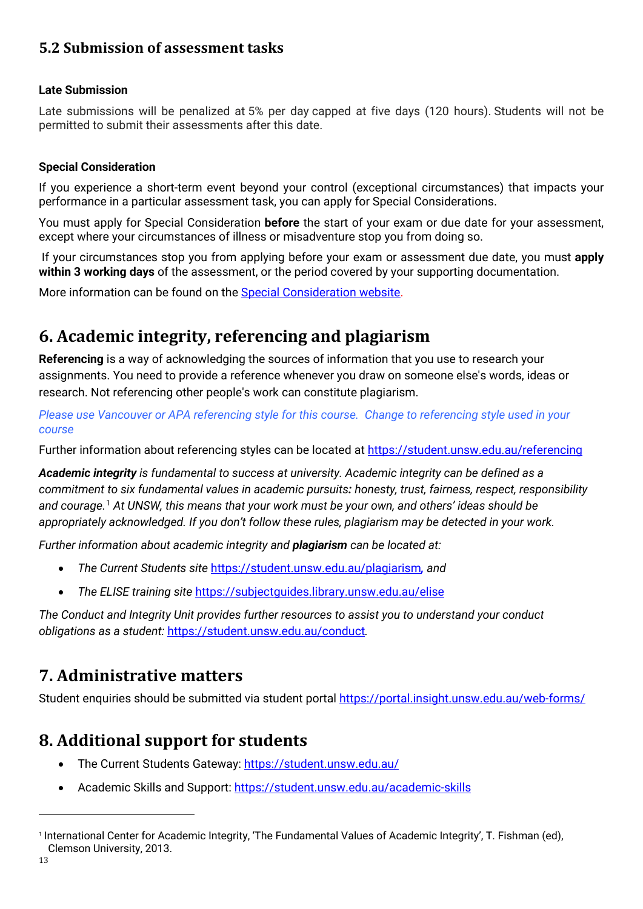## 5.2 Submission of assessment tasks

**Late Submission**

Late submissions will be penalized at 5% per day capped at five days (120 hours). Students will not be permitted to submit their assessments after this date.

**Special Consideration**

If you experience a short-term event beyond your control (exceptional circumstances) that impacts your performance in a particular assessment task, you can apply for Special Considerations.

You must apply for Special Consideration **before** the start of your exam or due date for your assessment, except where your circumstances of illness or misadventure stop you from doing so.

If your circumstances stop you from applying before your exam or assessment due date, you must **apply within 3 working days** of the assessment, or the period covered by your supporting documentation.

More information can be found on the [Special Consideration website](#).

# 6. Academic integrity, referencing and plagiarism

**Referencing** is a way of acknowledging the sources of information that you use to research your assignments. You need to provide a reference whenever you draw on someone else's words, ideas or research. Not referencing other people's work can constitute plagiarism.

*Please use Vancouver or APA referencing style for this course. Change to referencing style used in your course*

Further information about referencing styles can be located at https://student.unsw.edu.au/referencing

***Academic integrity*** *is fundamental to success at university. Academic integrity can be defined as a commitment to six fundamental values in academic pursuits**:** honesty, trust, fairness, respect, responsibility and courage.*[1] *At UNSW, this means that your work must be your own, and others' ideas should be appropriately acknowledged. If you don't follow these rules, plagiarism may be detected in your work.*

*Further information about academic integrity and* ***plagiarism*** *can be located at:*

- *The Current Students site* https://student.unsw.edu.au/plagiarism*, and*
- *The ELISE training site* https://subjectguides.library.unsw.edu.au/elise

*The Conduct and Integrity Unit provides further resources to assist you to understand your conduct obligations as a student:* https://student.unsw.edu.au/conduct*.*

# 7. Administrative matters

Student enquiries should be submitted via student portal https://portal.insight.unsw.edu.au/web-forms/

# 8. Additional support for students

- The Current Students Gateway: https://student.unsw.edu.au/
- Academic Skills and Support: https://student.unsw.edu.au/academic-skills

[1] International Center for Academic Integrity, 'The Fundamental Values of Academic Integrity', T. Fishman (ed), Clemson University, 2013.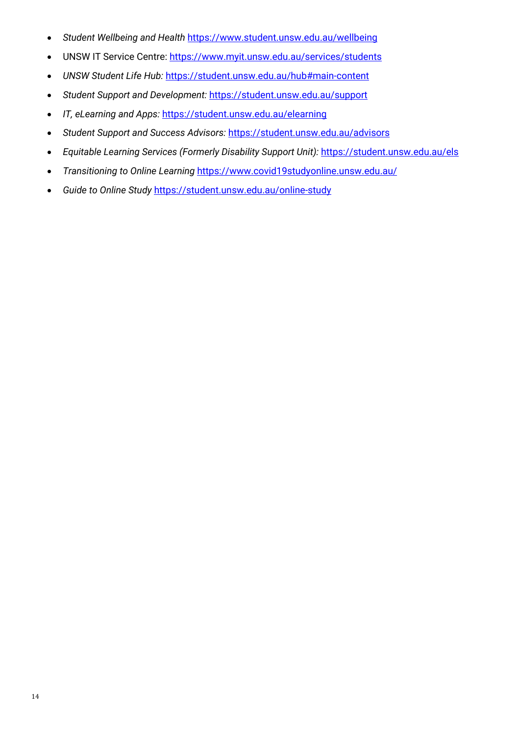- *Student Wellbeing and Health* https://www.student.unsw.edu.au/wellbeing
- UNSW IT Service Centre: https://www.myit.unsw.edu.au/services/students
- *UNSW Student Life Hub:* https://student.unsw.edu.au/hub#main-content
- *Student Support and Development:* https://student.unsw.edu.au/support
- *IT, eLearning and Apps:* https://student.unsw.edu.au/elearning
- *Student Support and Success Advisors:* https://student.unsw.edu.au/advisors
- *Equitable Learning Services (Formerly Disability Support Unit):* https://student.unsw.edu.au/els
- *Transitioning to Online Learning* https://www.covid19studyonline.unsw.edu.au/
- *Guide to Online Study* https://student.unsw.edu.au/online-study